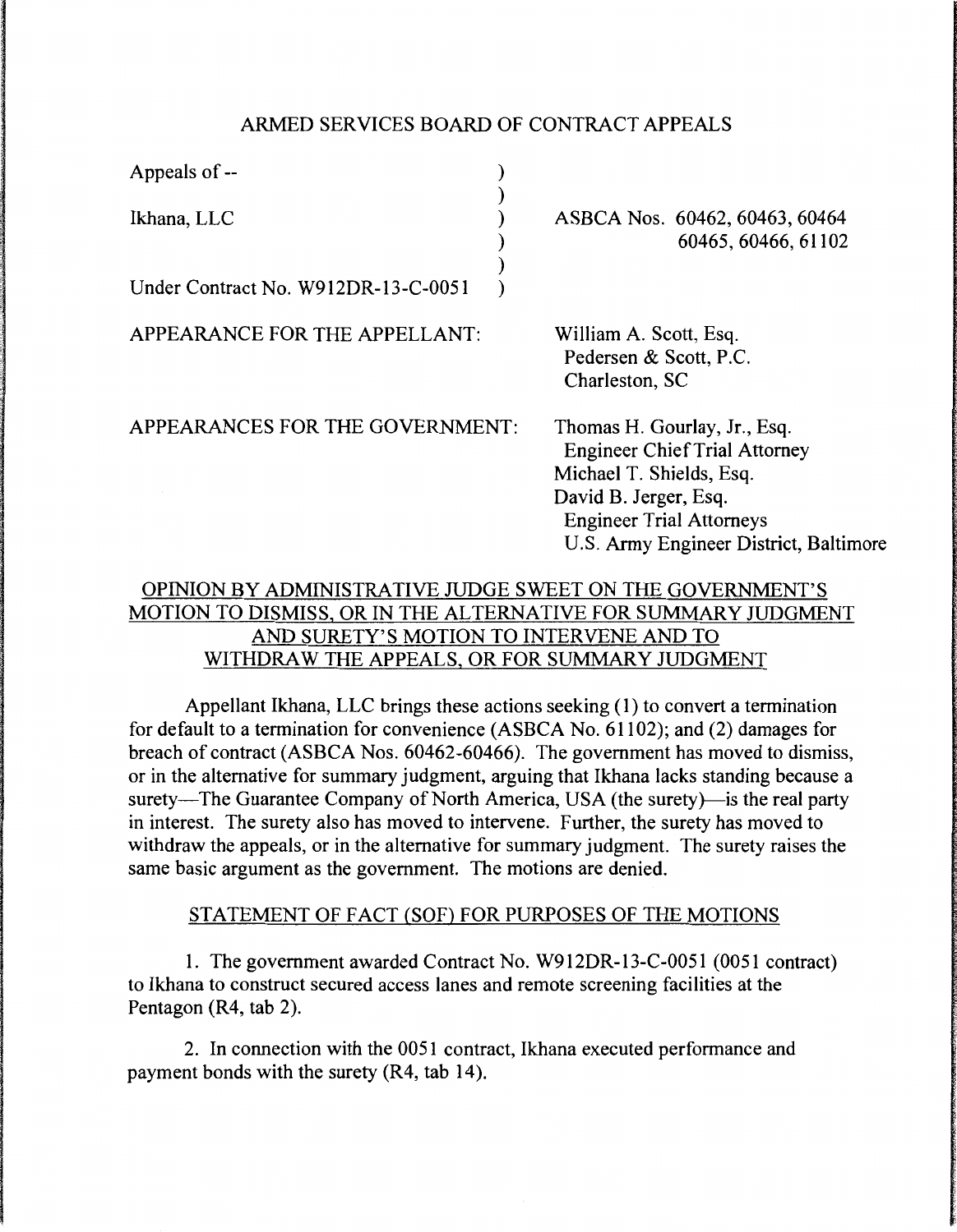ARMED SERVICES BOARD OF CONTRACT APPEALS

| | | |
|---|---|---|
| Appeals of -- | ) | |
| | ) | |
| Ikhana, LLC | ) | ASBCA Nos. 60462, 60463, 60464 |
| | ) | 60465, 60466, 61102 |
| | ) | |
| Under Contract No. W912DR-13-C-0051 | ) | |

APPEARANCE FOR THE APPELLANT:

William A. Scott, Esq.
Pedersen & Scott, P.C.
Charleston, SC

APPEARANCES FOR THE GOVERNMENT:

Thomas H. Gourlay, Jr., Esq.
Engineer Chief Trial Attorney
Michael T. Shields, Esq.
David B. Jerger, Esq.
Engineer Trial Attorneys
U.S. Army Engineer District, Baltimore

OPINION BY ADMINISTRATIVE JUDGE SWEET ON THE GOVERNMENT'S MOTION TO DISMISS, OR IN THE ALTERNATIVE FOR SUMMARY JUDGMENT AND SURETY'S MOTION TO INTERVENE AND TO WITHDRAW THE APPEALS, OR FOR SUMMARY JUDGMENT

Appellant Ikhana, LLC brings these actions seeking (1) to convert a termination for default to a termination for convenience (ASBCA No. 61102); and (2) damages for breach of contract (ASBCA Nos. 60462-60466). The government has moved to dismiss, or in the alternative for summary judgment, arguing that Ikhana lacks standing because a surety—The Guarantee Company of North America, USA (the surety)—is the real party in interest. The surety also has moved to intervene. Further, the surety has moved to withdraw the appeals, or in the alternative for summary judgment. The surety raises the same basic argument as the government. The motions are denied.

STATEMENT OF FACT (SOF) FOR PURPOSES OF THE MOTIONS

1. The government awarded Contract No. W912DR-13-C-0051 (0051 contract) to Ikhana to construct secured access lanes and remote screening facilities at the Pentagon (R4, tab 2).

2. In connection with the 0051 contract, Ikhana executed performance and payment bonds with the surety (R4, tab 14).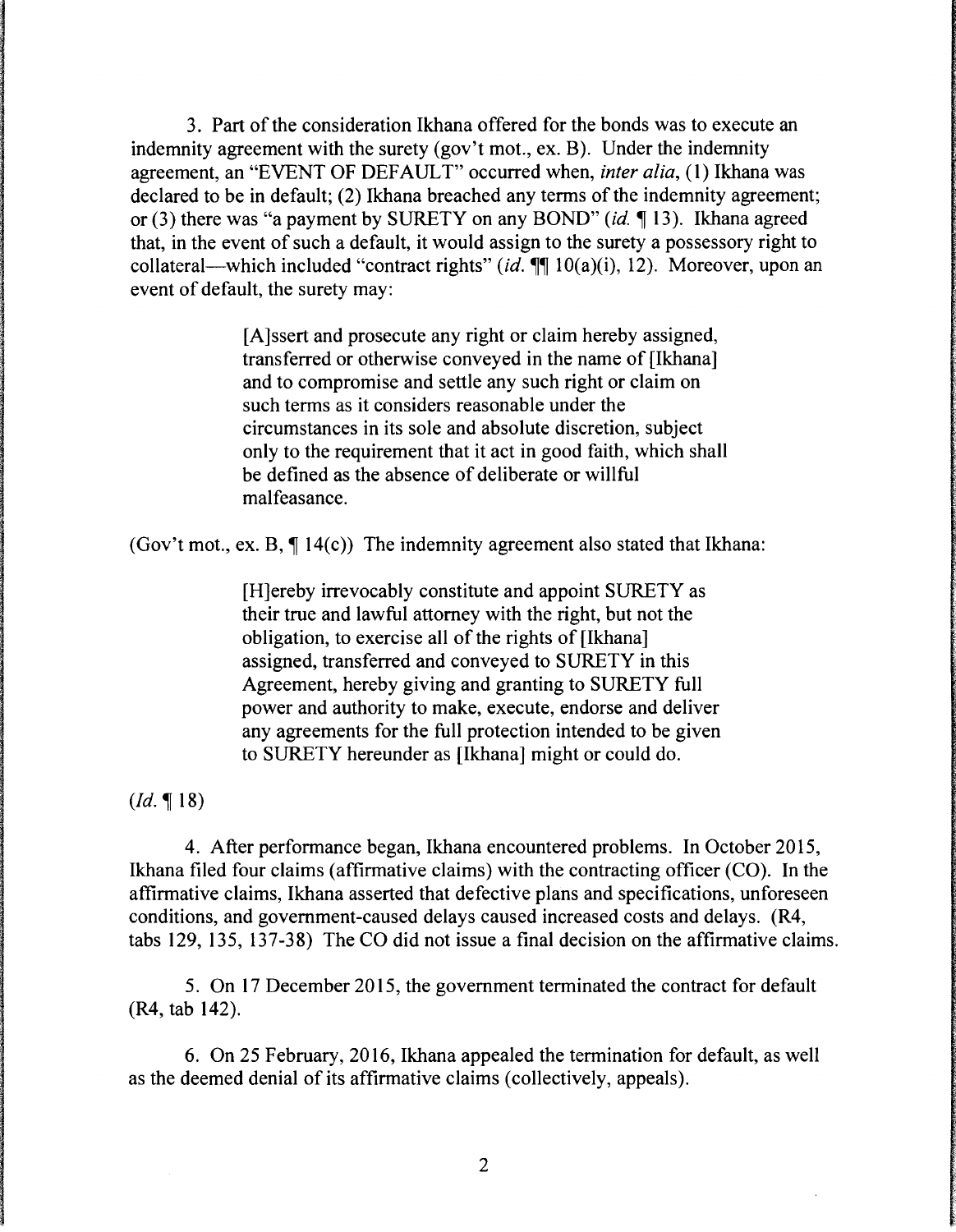3. Part of the consideration Ikhana offered for the bonds was to execute an indemnity agreement with the surety (gov't mot., ex. B). Under the indemnity agreement, an "EVENT OF DEFAULT" occurred when, *inter alia*, (1) Ikhana was declared to be in default; (2) Ikhana breached any terms of the indemnity agreement; or (3) there was "a payment by SURETY on any BOND" (*id.* ¶ 13). Ikhana agreed that, in the event of such a default, it would assign to the surety a possessory right to collateral—which included "contract rights" (*id.* ¶¶ 10(a)(i), 12). Moreover, upon an event of default, the surety may:

> [A]ssert and prosecute any right or claim hereby assigned, transferred or otherwise conveyed in the name of [Ikhana] and to compromise and settle any such right or claim on such terms as it considers reasonable under the circumstances in its sole and absolute discretion, subject only to the requirement that it act in good faith, which shall be defined as the absence of deliberate or willful malfeasance.

(Gov't mot., ex. B, ¶ 14(c)) The indemnity agreement also stated that Ikhana:

> [H]ereby irrevocably constitute and appoint SURETY as their true and lawful attorney with the right, but not the obligation, to exercise all of the rights of [Ikhana] assigned, transferred and conveyed to SURETY in this Agreement, hereby giving and granting to SURETY full power and authority to make, execute, endorse and deliver any agreements for the full protection intended to be given to SURETY hereunder as [Ikhana] might or could do.

(*Id.* ¶ 18)

4. After performance began, Ikhana encountered problems. In October 2015, Ikhana filed four claims (affirmative claims) with the contracting officer (CO). In the affirmative claims, Ikhana asserted that defective plans and specifications, unforeseen conditions, and government-caused delays caused increased costs and delays. (R4, tabs 129, 135, 137-38) The CO did not issue a final decision on the affirmative claims.

5. On 17 December 2015, the government terminated the contract for default (R4, tab 142).

6. On 25 February, 2016, Ikhana appealed the termination for default, as well as the deemed denial of its affirmative claims (collectively, appeals).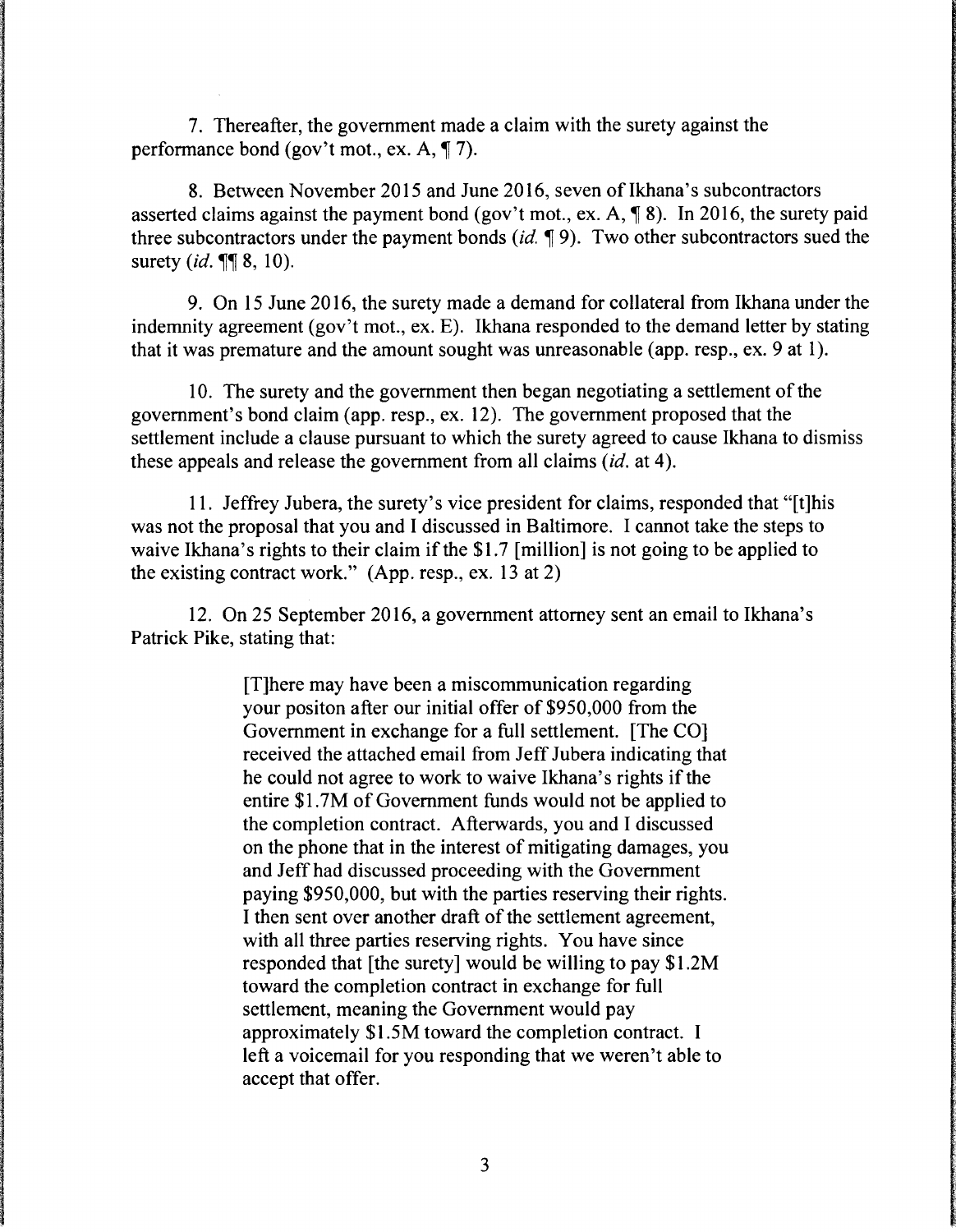7. Thereafter, the government made a claim with the surety against the performance bond (gov't mot., ex. A, ¶ 7).

8. Between November 2015 and June 2016, seven of Ikhana's subcontractors asserted claims against the payment bond (gov't mot., ex. A, ¶ 8). In 2016, the surety paid three subcontractors under the payment bonds (*id.* ¶ 9). Two other subcontractors sued the surety (*id.* ¶¶ 8, 10).

9. On 15 June 2016, the surety made a demand for collateral from Ikhana under the indemnity agreement (gov't mot., ex. E). Ikhana responded to the demand letter by stating that it was premature and the amount sought was unreasonable (app. resp., ex. 9 at 1).

10. The surety and the government then began negotiating a settlement of the government's bond claim (app. resp., ex. 12). The government proposed that the settlement include a clause pursuant to which the surety agreed to cause Ikhana to dismiss these appeals and release the government from all claims (*id.* at 4).

11. Jeffrey Jubera, the surety's vice president for claims, responded that "[t]his was not the proposal that you and I discussed in Baltimore. I cannot take the steps to waive Ikhana's rights to their claim if the $1.7 [million] is not going to be applied to the existing contract work." (App. resp., ex. 13 at 2)

12. On 25 September 2016, a government attorney sent an email to Ikhana's Patrick Pike, stating that:

> [T]here may have been a miscommunication regarding your positon after our initial offer of $950,000 from the Government in exchange for a full settlement. [The CO] received the attached email from Jeff Jubera indicating that he could not agree to work to waive Ikhana's rights if the entire $1.7M of Government funds would not be applied to the completion contract. Afterwards, you and I discussed on the phone that in the interest of mitigating damages, you and Jeff had discussed proceeding with the Government paying $950,000, but with the parties reserving their rights. I then sent over another draft of the settlement agreement, with all three parties reserving rights. You have since responded that [the surety] would be willing to pay $1.2M toward the completion contract in exchange for full settlement, meaning the Government would pay approximately $1.5M toward the completion contract. I left a voicemail for you responding that we weren't able to accept that offer.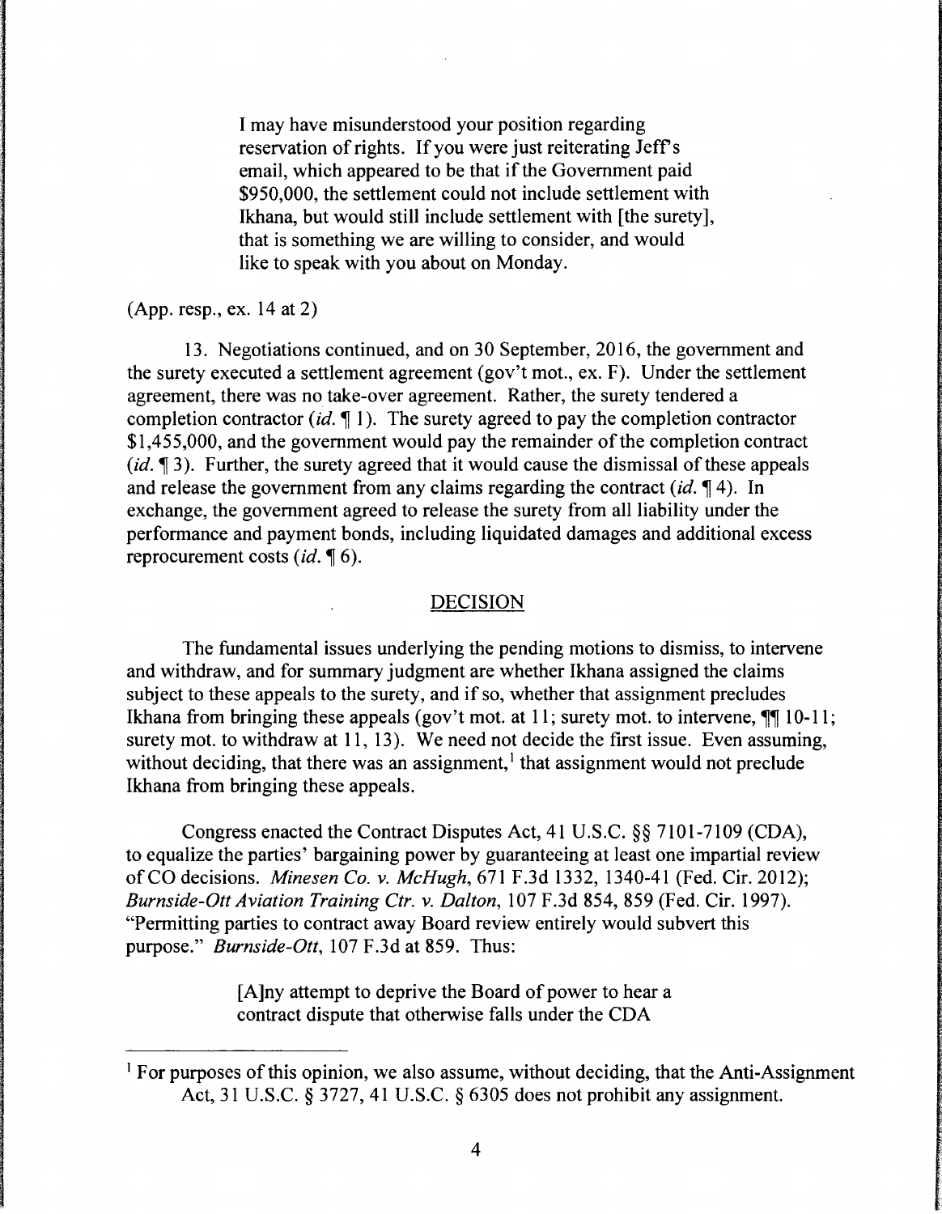> I may have misunderstood your position regarding reservation of rights. If you were just reiterating Jeff's email, which appeared to be that if the Government paid $950,000, the settlement could not include settlement with Ikhana, but would still include settlement with [the surety], that is something we are willing to consider, and would like to speak with you about on Monday.

(App. resp., ex. 14 at 2)

13. Negotiations continued, and on 30 September, 2016, the government and the surety executed a settlement agreement (gov't mot., ex. F). Under the settlement agreement, there was no take-over agreement. Rather, the surety tendered a completion contractor (*id.* ¶ 1). The surety agreed to pay the completion contractor $1,455,000, and the government would pay the remainder of the completion contract (*id.* ¶ 3). Further, the surety agreed that it would cause the dismissal of these appeals and release the government from any claims regarding the contract (*id.* ¶ 4). In exchange, the government agreed to release the surety from all liability under the performance and payment bonds, including liquidated damages and additional excess reprocurement costs (*id.* ¶ 6).

## DECISION

The fundamental issues underlying the pending motions to dismiss, to intervene and withdraw, and for summary judgment are whether Ikhana assigned the claims subject to these appeals to the surety, and if so, whether that assignment precludes Ikhana from bringing these appeals (gov't mot. at 11; surety mot. to intervene, ¶¶ 10-11; surety mot. to withdraw at 11, 13). We need not decide the first issue. Even assuming, without deciding, that there was an assignment,[1] that assignment would not preclude Ikhana from bringing these appeals.

Congress enacted the Contract Disputes Act, 41 U.S.C. §§ 7101-7109 (CDA), to equalize the parties' bargaining power by guaranteeing at least one impartial review of CO decisions. *Minesen Co. v. McHugh*, 671 F.3d 1332, 1340-41 (Fed. Cir. 2012); *Burnside-Ott Aviation Training Ctr. v. Dalton*, 107 F.3d 854, 859 (Fed. Cir. 1997). "Permitting parties to contract away Board review entirely would subvert this purpose." *Burnside-Ott*, 107 F.3d at 859. Thus:

> [A]ny attempt to deprive the Board of power to hear a contract dispute that otherwise falls under the CDA

[1] For purposes of this opinion, we also assume, without deciding, that the Anti-Assignment Act, 31 U.S.C. § 3727, 41 U.S.C. § 6305 does not prohibit any assignment.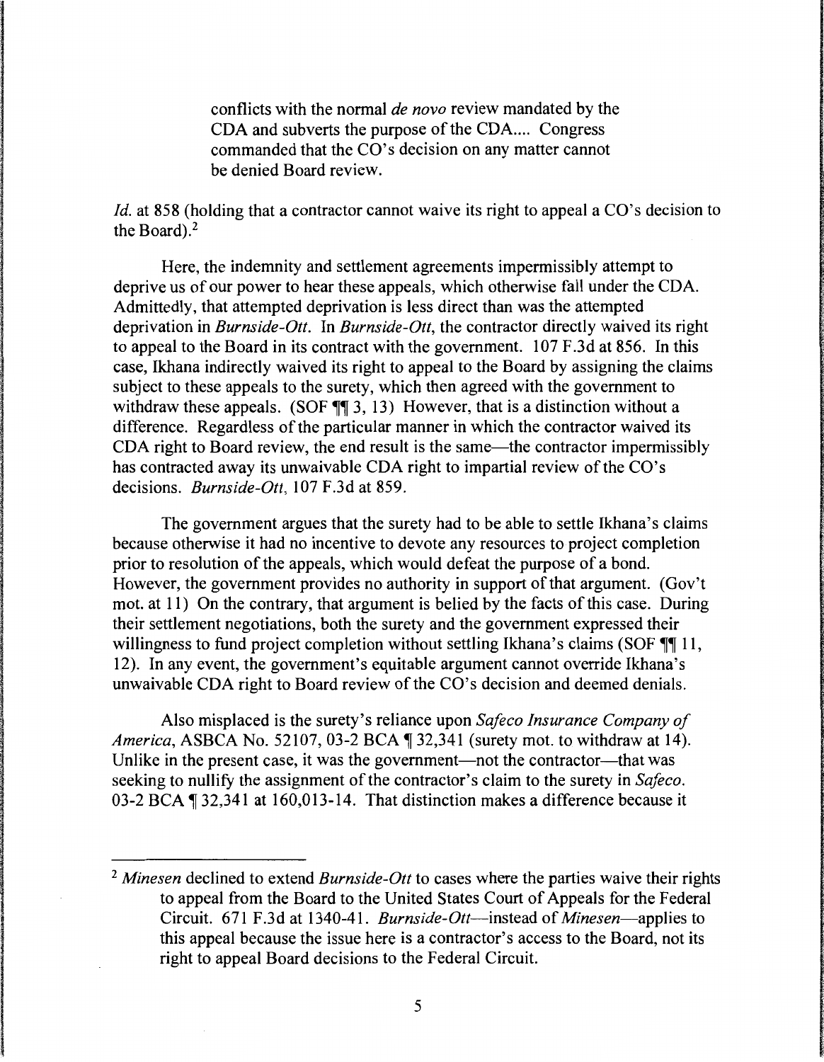> conflicts with the normal *de novo* review mandated by the CDA and subverts the purpose of the CDA.... Congress commanded that the CO's decision on any matter cannot be denied Board review.

*Id.* at 858 (holding that a contractor cannot waive its right to appeal a CO's decision to the Board).[2]

Here, the indemnity and settlement agreements impermissibly attempt to deprive us of our power to hear these appeals, which otherwise fall under the CDA. Admittedly, that attempted deprivation is less direct than was the attempted deprivation in *Burnside-Ott*. In *Burnside-Ott*, the contractor directly waived its right to appeal to the Board in its contract with the government. 107 F.3d at 856. In this case, Ikhana indirectly waived its right to appeal to the Board by assigning the claims subject to these appeals to the surety, which then agreed with the government to withdraw these appeals. (SOF ¶¶ 3, 13) However, that is a distinction without a difference. Regardless of the particular manner in which the contractor waived its CDA right to Board review, the end result is the same—the contractor impermissibly has contracted away its unwaivable CDA right to impartial review of the CO's decisions. *Burnside-Ott*, 107 F.3d at 859.

The government argues that the surety had to be able to settle Ikhana's claims because otherwise it had no incentive to devote any resources to project completion prior to resolution of the appeals, which would defeat the purpose of a bond. However, the government provides no authority in support of that argument. (Gov't mot. at 11) On the contrary, that argument is belied by the facts of this case. During their settlement negotiations, both the surety and the government expressed their willingness to fund project completion without settling Ikhana's claims (SOF ¶¶ 11, 12). In any event, the government's equitable argument cannot override Ikhana's unwaivable CDA right to Board review of the CO's decision and deemed denials.

Also misplaced is the surety's reliance upon *Safeco Insurance Company of America*, ASBCA No. 52107, 03-2 BCA ¶ 32,341 (surety mot. to withdraw at 14). Unlike in the present case, it was the government—not the contractor—that was seeking to nullify the assignment of the contractor's claim to the surety in *Safeco*. 03-2 BCA ¶ 32,341 at 160,013-14. That distinction makes a difference because it

---

[2] *Minesen* declined to extend *Burnside-Ott* to cases where the parties waive their rights to appeal from the Board to the United States Court of Appeals for the Federal Circuit. 671 F.3d at 1340-41. *Burnside-Ott*—instead of *Minesen*—applies to this appeal because the issue here is a contractor's access to the Board, not its right to appeal Board decisions to the Federal Circuit.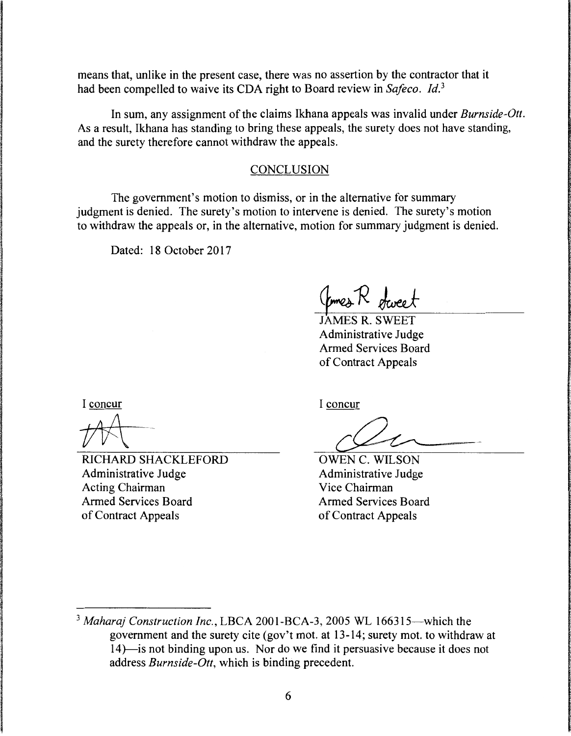means that, unlike in the present case, there was no assertion by the contractor that it had been compelled to waive its CDA right to Board review in *Safeco*. *Id.*[3]

In sum, any assignment of the claims Ikhana appeals was invalid under *Burnside-Ott*. As a result, Ikhana has standing to bring these appeals, the surety does not have standing, and the surety therefore cannot withdraw the appeals.

## CONCLUSION

The government's motion to dismiss, or in the alternative for summary judgment is denied. The surety's motion to intervene is denied. The surety's motion to withdraw the appeals or, in the alternative, motion for summary judgment is denied.

Dated: 18 October 2017

JAMES R. SWEET
Administrative Judge
Armed Services Board
of Contract Appeals

I concur

RICHARD SHACKLEFORD
Administrative Judge
Acting Chairman
Armed Services Board
of Contract Appeals

I concur

OWEN C. WILSON
Administrative Judge
Vice Chairman
Armed Services Board
of Contract Appeals

---

[3] *Maharaj Construction Inc.*, LBCA 2001-BCA-3, 2005 WL 166315—which the government and the surety cite (gov't mot. at 13-14; surety mot. to withdraw at 14)—is not binding upon us. Nor do we find it persuasive because it does not address *Burnside-Ott*, which is binding precedent.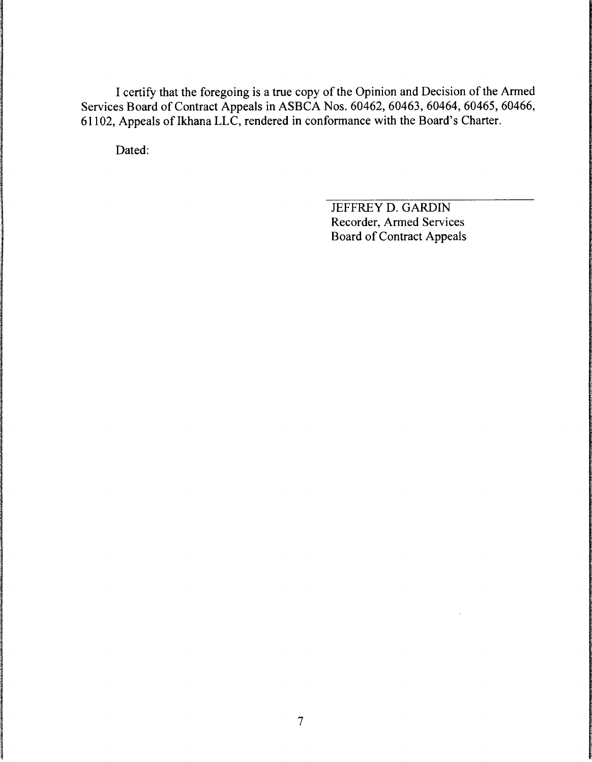I certify that the foregoing is a true copy of the Opinion and Decision of the Armed Services Board of Contract Appeals in ASBCA Nos. 60462, 60463, 60464, 60465, 60466, 61102, Appeals of Ikhana LLC, rendered in conformance with the Board's Charter.

Dated:

JEFFREY D. GARDIN
Recorder, Armed Services
Board of Contract Appeals